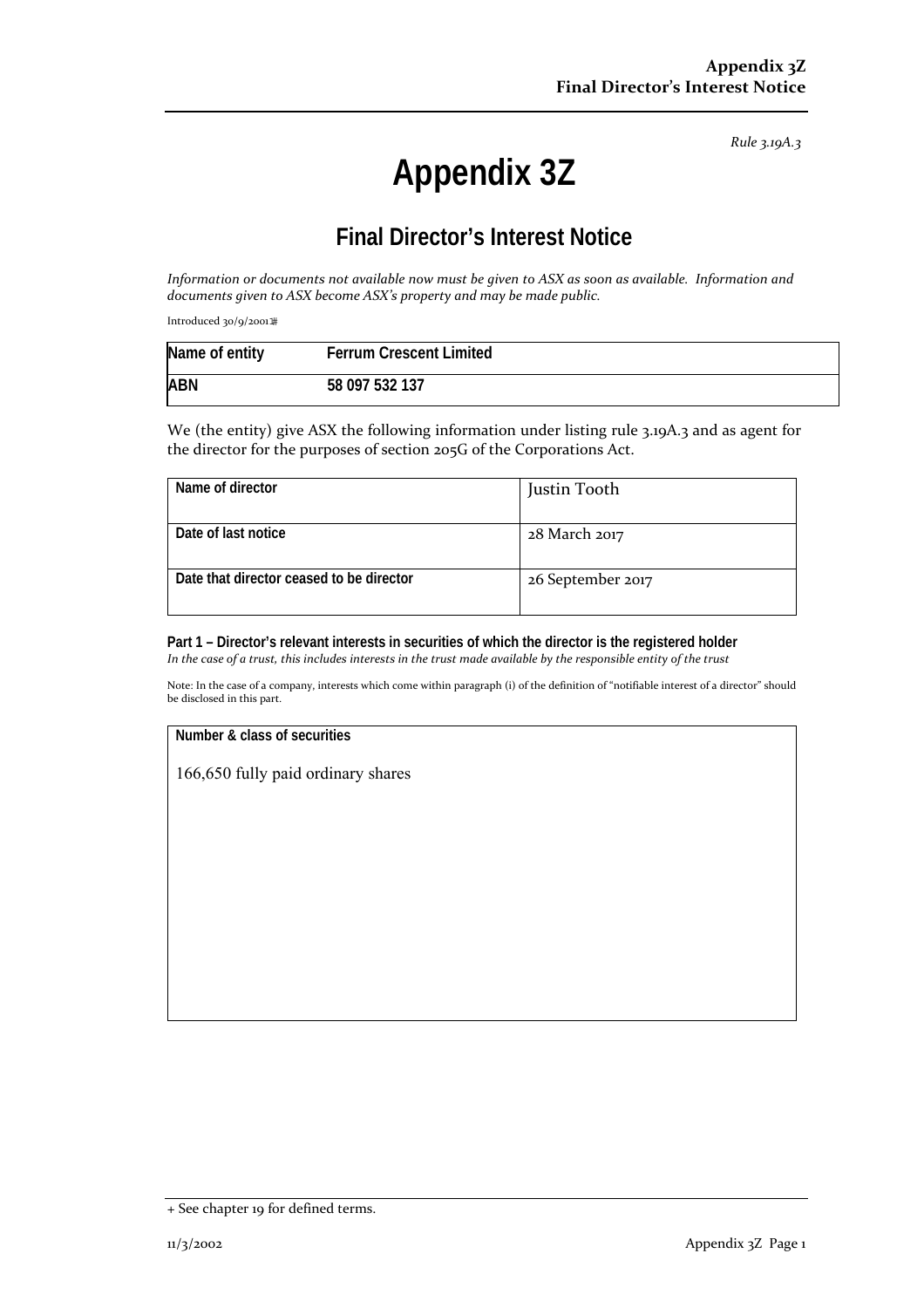*Rule 3.19A.3*

# Appendix 3Z

## Final Director's Interest Notice

*Information or documents not available now must be given to ASX as soon as available. Information and documents given to ASX become ASX's property and may be made public.*

Introduced 30/9/2001

| Name of entity | Ferrum Crescent Limited |
|---|---|
| ABN | 58 097 532 137 |

We (the entity) give ASX the following information under listing rule 3.19A.3 and as agent for the director for the purposes of section 205G of the Corporations Act.

| Name of director | Justin Tooth |
|---|---|
| Date of last notice | 28 March 2017 |
| Date that director ceased to be director | 26 September 2017 |

**Part 1 – Director's relevant interests in securities of which the director is the registered holder**
*In the case of a trust, this includes interests in the trust made available by the responsible entity of the trust*

Note: In the case of a company, interests which come within paragraph (i) of the definition of "notifiable interest of a director" should be disclosed in this part.

| Number & class of securities |
|---|
| 166,650 fully paid ordinary shares |

+ See chapter 19 for defined terms.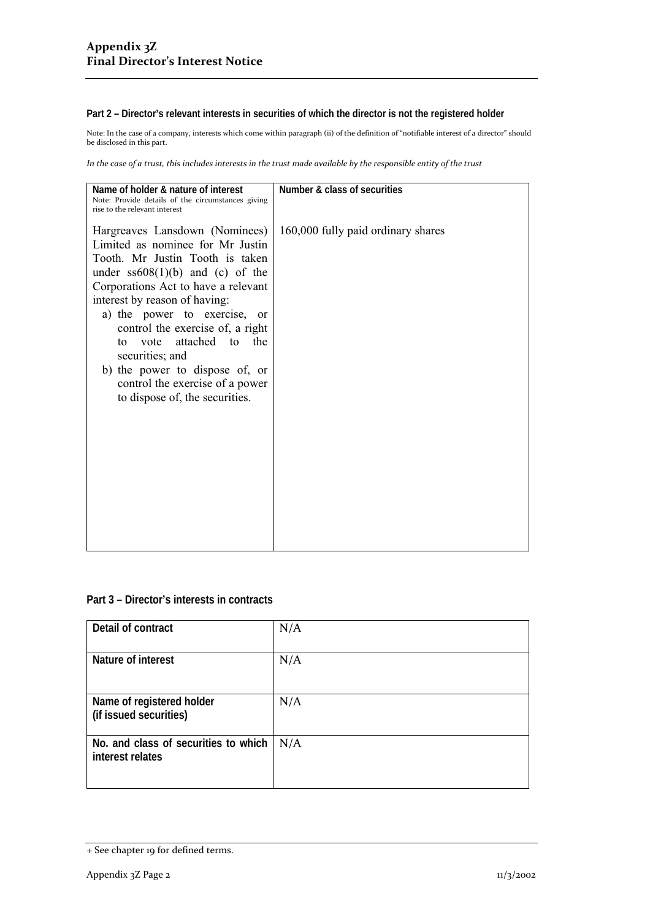## Part 2 – Director's relevant interests in securities of which the director is not the registered holder

Note: In the case of a company, interests which come within paragraph (ii) of the definition of "notifiable interest of a director" should be disclosed in this part.

*In the case of a trust, this includes interests in the trust made available by the responsible entity of the trust*

| Name of holder & nature of interest<br>Note: Provide details of the circumstances giving rise to the relevant interest | Number & class of securities |
|---|---|
| Hargreaves Lansdown (Nominees) Limited as nominee for Mr Justin Tooth. Mr Justin Tooth is taken under ss608(1)(b) and (c) of the Corporations Act to have a relevant interest by reason of having:<br>a) the power to exercise, or control the exercise of, a right to vote attached to the securities; and<br>b) the power to dispose of, or control the exercise of a power to dispose of, the securities. | 160,000 fully paid ordinary shares |

## Part 3 – Director's interests in contracts

| | |
|---|---|
| Detail of contract | N/A |
| Nature of interest | N/A |
| Name of registered holder (if issued securities) | N/A |
| No. and class of securities to which interest relates | N/A |

+ See chapter 19 for defined terms.